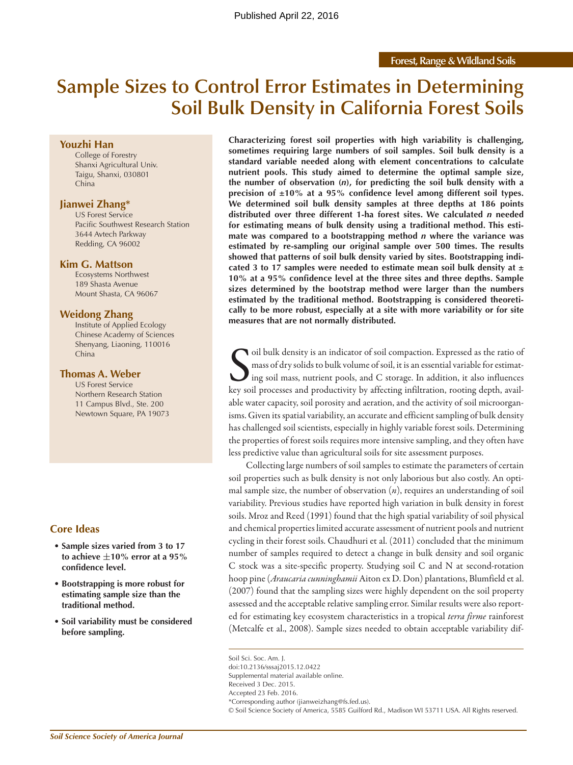Published April 22, 2016

Forest, Range & Wildland Soils

# Sample Sizes to Control Error Estimates in Determining Soil Bulk Density in California Forest Soils

**Youzhi Han**
College of Forestry
Shanxi Agricultural Univ.
Taigu, Shanxi, 030801
China

**Jianwei Zhang***
US Forest Service
Pacific Southwest Research Station
3644 Avtech Parkway
Redding, CA 96002

**Kim G. Mattson**
Ecosystems Northwest
189 Shasta Avenue
Mount Shasta, CA 96067

**Weidong Zhang**
Institute of Applied Ecology
Chinese Academy of Sciences
Shenyang, Liaoning, 110016
China

**Thomas A. Weber**
US Forest Service
Northern Research Station
11 Campus Blvd., Ste. 200
Newtown Square, PA 19073

**Characterizing forest soil properties with high variability is challenging, sometimes requiring large numbers of soil samples. Soil bulk density is a standard variable needed along with element concentrations to calculate nutrient pools. This study aimed to determine the optimal sample size, the number of observation (*n*), for predicting the soil bulk density with a precision of ±10% at a 95% confidence level among different soil types. We determined soil bulk density samples at three depths at 186 points distributed over three different 1-ha forest sites. We calculated *n* needed for estimating means of bulk density using a traditional method. This estimate was compared to a bootstrapping method *n* where the variance was estimated by re-sampling our original sample over 500 times. The results showed that patterns of soil bulk density varied by sites. Bootstrapping indicated 3 to 17 samples were needed to estimate mean soil bulk density at ± 10% at a 95% confidence level at the three sites and three depths. Sample sizes determined by the bootstrap method were larger than the numbers estimated by the traditional method. Bootstrapping is considered theoretically to be more robust, especially at a site with more variability or for site measures that are not normally distributed.**

## Core Ideas

- **Sample sizes varied from 3 to 17 to achieve ±10% error at a 95% confidence level.**
- **Bootstrapping is more robust for estimating sample size than the traditional method.**
- **Soil variability must be considered before sampling.**

Soil bulk density is an indicator of soil compaction. Expressed as the ratio of mass of dry solids to bulk volume of soil, it is an essential variable for estimating soil mass, nutrient pools, and C storage. In addition, it also influences key soil processes and productivity by affecting infiltration, rooting depth, available water capacity, soil porosity and aeration, and the activity of soil microorganisms. Given its spatial variability, an accurate and efficient sampling of bulk density has challenged soil scientists, especially in highly variable forest soils. Determining the properties of forest soils requires more intensive sampling, and they often have less predictive value than agricultural soils for site assessment purposes.

Collecting large numbers of soil samples to estimate the parameters of certain soil properties such as bulk density is not only laborious but also costly. An optimal sample size, the number of observation (*n*), requires an understanding of soil variability. Previous studies have reported high variation in bulk density in forest soils. Mroz and Reed (1991) found that the high spatial variability of soil physical and chemical properties limited accurate assessment of nutrient pools and nutrient cycling in their forest soils. Chaudhuri et al. (2011) concluded that the minimum number of samples required to detect a change in bulk density and soil organic C stock was a site-specific property. Studying soil C and N at second-rotation hoop pine (*Araucaria cunninghamii* Aiton ex D. Don) plantations, Blumfield et al. (2007) found that the sampling sizes were highly dependent on the soil property assessed and the acceptable relative sampling error. Similar results were also reported for estimating key ecosystem characteristics in a tropical *terra firme* rainforest (Metcalfe et al., 2008). Sample sizes needed to obtain acceptable variability dif-

Soil Sci. Soc. Am. J.
doi:10.2136/sssaj2015.12.0422
Supplemental material available online.
Received 3 Dec. 2015.
Accepted 23 Feb. 2016.
*Corresponding author (jianweizhang@fs.fed.us).
© Soil Science Society of America, 5585 Guilford Rd., Madison WI 53711 USA. All Rights reserved.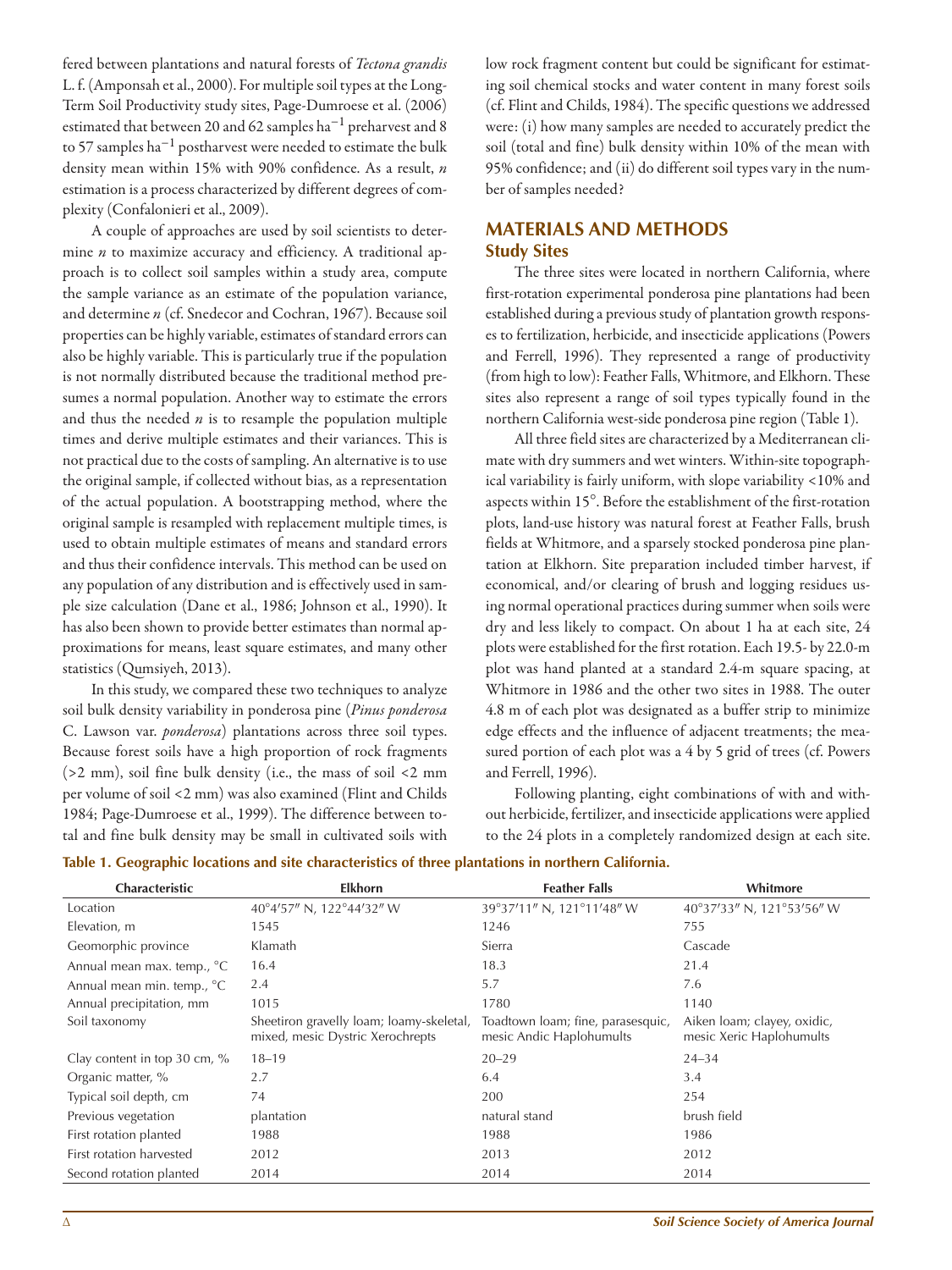fered between plantations and natural forests of *Tectona grandis* L. f. (Amponsah et al., 2000). For multiple soil types at the Long-Term Soil Productivity study sites, Page-Dumroese et al. (2006) estimated that between 20 and 62 samples $ha^{-1}$ preharvest and 8 to 57 samples $ha^{-1}$ postharvest were needed to estimate the bulk density mean within 15% with 90% confidence. As a result, *n* estimation is a process characterized by different degrees of complexity (Confalonieri et al., 2009).

A couple of approaches are used by soil scientists to determine *n* to maximize accuracy and efficiency. A traditional approach is to collect soil samples within a study area, compute the sample variance as an estimate of the population variance, and determine *n* (cf. Snedecor and Cochran, 1967). Because soil properties can be highly variable, estimates of standard errors can also be highly variable. This is particularly true if the population is not normally distributed because the traditional method presumes a normal population. Another way to estimate the errors and thus the needed *n* is to resample the population multiple times and derive multiple estimates and their variances. This is not practical due to the costs of sampling. An alternative is to use the original sample, if collected without bias, as a representation of the actual population. A bootstrapping method, where the original sample is resampled with replacement multiple times, is used to obtain multiple estimates of means and standard errors and thus their confidence intervals. This method can be used on any population of any distribution and is effectively used in sample size calculation (Dane et al., 1986; Johnson et al., 1990). It has also been shown to provide better estimates than normal approximations for means, least square estimates, and many other statistics (Qumsiyeh, 2013).

In this study, we compared these two techniques to analyze soil bulk density variability in ponderosa pine (*Pinus ponderosa* C. Lawson var. *ponderosa*) plantations across three soil types. Because forest soils have a high proportion of rock fragments (>2 mm), soil fine bulk density (i.e., the mass of soil <2 mm per volume of soil <2 mm) was also examined (Flint and Childs 1984; Page-Dumroese et al., 1999). The difference between total and fine bulk density may be small in cultivated soils with low rock fragment content but could be significant for estimating soil chemical stocks and water content in many forest soils (cf. Flint and Childs, 1984). The specific questions we addressed were: (i) how many samples are needed to accurately predict the soil (total and fine) bulk density within 10% of the mean with 95% confidence; and (ii) do different soil types vary in the number of samples needed?

## MATERIALS AND METHODS

### Study Sites

The three sites were located in northern California, where first-rotation experimental ponderosa pine plantations had been established during a previous study of plantation growth responses to fertilization, herbicide, and insecticide applications (Powers and Ferrell, 1996). They represented a range of productivity (from high to low): Feather Falls, Whitmore, and Elkhorn. These sites also represent a range of soil types typically found in the northern California west-side ponderosa pine region (Table 1).

All three field sites are characterized by a Mediterranean climate with dry summers and wet winters. Within-site topographical variability is fairly uniform, with slope variability <10% and aspects within 15°. Before the establishment of the first-rotation plots, land-use history was natural forest at Feather Falls, brush fields at Whitmore, and a sparsely stocked ponderosa pine plantation at Elkhorn. Site preparation included timber harvest, if economical, and/or clearing of brush and logging residues using normal operational practices during summer when soils were dry and less likely to compact. On about 1 ha at each site, 24 plots were established for the first rotation. Each 19.5- by 22.0-m plot was hand planted at a standard 2.4-m square spacing, at Whitmore in 1986 and the other two sites in 1988. The outer 4.8 m of each plot was designated as a buffer strip to minimize edge effects and the influence of adjacent treatments; the measured portion of each plot was a 4 by 5 grid of trees (cf. Powers and Ferrell, 1996).

Following planting, eight combinations of with and without herbicide, fertilizer, and insecticide applications were applied to the 24 plots in a completely randomized design at each site.

**Table 1. Geographic locations and site characteristics of three plantations in northern California.**

| Characteristic | Elkhorn | Feather Falls | Whitmore |
|---|---|---|---|
| Location | 40°4′57″ N, 122°44′32″ W | 39°37′11″ N, 121°11′48″ W | 40°37′33″ N, 121°53′56″ W |
| Elevation, m | 1545 | 1246 | 755 |
| Geomorphic province | Klamath | Sierra | Cascade |
| Annual mean max. temp., °C | 16.4 | 18.3 | 21.4 |
| Annual mean min. temp., °C | 2.4 | 5.7 | 7.6 |
| Annual precipitation, mm | 1015 | 1780 | 1140 |
| Soil taxonomy | Sheetiron gravelly loam; loamy-skeletal, mixed, mesic Dystric Xerochrepts | Toadtown loam; fine, parasesquic, mesic Andic Haplohumults | Aiken loam; clayey, oxidic, mesic Xeric Haplohumults |
| Clay content in top 30 cm, % | 18–19 | 20–29 | 24–34 |
| Organic matter, % | 2.7 | 6.4 | 3.4 |
| Typical soil depth, cm | 74 | 200 | 254 |
| Previous vegetation | plantation | natural stand | brush field |
| First rotation planted | 1988 | 1988 | 1986 |
| First rotation harvested | 2012 | 2013 | 2012 |
| Second rotation planted | 2014 | 2014 | 2014 |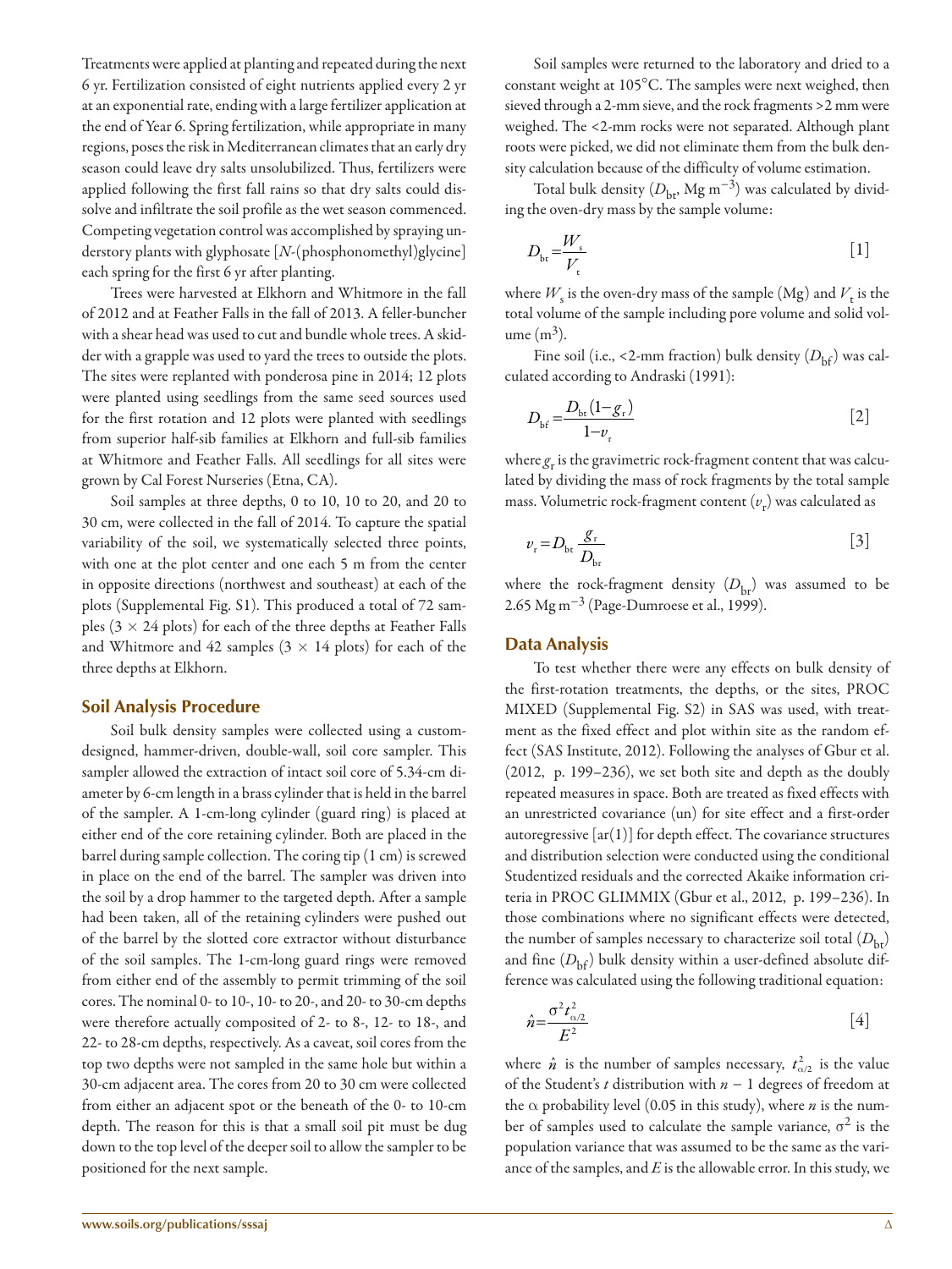Treatments were applied at planting and repeated during the next 6 yr. Fertilization consisted of eight nutrients applied every 2 yr at an exponential rate, ending with a large fertilizer application at the end of Year 6. Spring fertilization, while appropriate in many regions, poses the risk in Mediterranean climates that an early dry season could leave dry salts unsolubilized. Thus, fertilizers were applied following the first fall rains so that dry salts could dissolve and infiltrate the soil profile as the wet season commenced. Competing vegetation control was accomplished by spraying understory plants with glyphosate [*N*-(phosphonomethyl)glycine] each spring for the first 6 yr after planting.

Trees were harvested at Elkhorn and Whitmore in the fall of 2012 and at Feather Falls in the fall of 2013. A feller-buncher with a shear head was used to cut and bundle whole trees. A skidder with a grapple was used to yard the trees to outside the plots. The sites were replanted with ponderosa pine in 2014; 12 plots were planted using seedlings from the same seed sources used for the first rotation and 12 plots were planted with seedlings from superior half-sib families at Elkhorn and full-sib families at Whitmore and Feather Falls. All seedlings for all sites were grown by Cal Forest Nurseries (Etna, CA).

Soil samples at three depths, 0 to 10, 10 to 20, and 20 to 30 cm, were collected in the fall of 2014. To capture the spatial variability of the soil, we systematically selected three points, with one at the plot center and one each 5 m from the center in opposite directions (northwest and southeast) at each of the plots (Supplemental Fig. S1). This produced a total of 72 samples ($3 \times 24$ plots) for each of the three depths at Feather Falls and Whitmore and 42 samples ($3 \times 14$ plots) for each of the three depths at Elkhorn.

## Soil Analysis Procedure

Soil bulk density samples were collected using a custom-designed, hammer-driven, double-wall, soil core sampler. This sampler allowed the extraction of intact soil core of 5.34-cm diameter by 6-cm length in a brass cylinder that is held in the barrel of the sampler. A 1-cm-long cylinder (guard ring) is placed at either end of the core retaining cylinder. Both are placed in the barrel during sample collection. The coring tip (1 cm) is screwed in place on the end of the barrel. The sampler was driven into the soil by a drop hammer to the targeted depth. After a sample had been taken, all of the retaining cylinders were pushed out of the barrel by the slotted core extractor without disturbance of the soil samples. The 1-cm-long guard rings were removed from either end of the assembly to permit trimming of the soil cores. The nominal 0- to 10-, 10- to 20-, and 20- to 30-cm depths were therefore actually composited of 2- to 8-, 12- to 18-, and 22- to 28-cm depths, respectively. As a caveat, soil cores from the top two depths were not sampled in the same hole but within a 30-cm adjacent area. The cores from 20 to 30 cm were collected from either an adjacent spot or the beneath of the 0- to 10-cm depth. The reason for this is that a small soil pit must be dug down to the top level of the deeper soil to allow the sampler to be positioned for the next sample.

Soil samples were returned to the laboratory and dried to a constant weight at 105°C. The samples were next weighed, then sieved through a 2-mm sieve, and the rock fragments >2 mm were weighed. The <2-mm rocks were not separated. Although plant roots were picked, we did not eliminate them from the bulk density calculation because of the difficulty of volume estimation.

Total bulk density ($D_{bt}$, Mg m$^{-3}$) was calculated by dividing the oven-dry mass by the sample volume:

$$D_{bt} = \frac{W_s}{V_t} \qquad [1]$$

where $W_s$ is the oven-dry mass of the sample (Mg) and $V_t$ is the total volume of the sample including pore volume and solid volume (m$^3$).

Fine soil (i.e., <2-mm fraction) bulk density ($D_{bf}$) was calculated according to Andraski (1991):

$$D_{bf} = \frac{D_{bt}(1-g_r)}{1-v_r} \qquad [2]$$

where $g_r$ is the gravimetric rock-fragment content that was calculated by dividing the mass of rock fragments by the total sample mass. Volumetric rock-fragment content ($v_r$) was calculated as

$$v_r = D_{bt}\frac{g_r}{D_{br}} \qquad [3]$$

where the rock-fragment density ($D_{br}$) was assumed to be 2.65 Mg m$^{-3}$ (Page-Dumroese et al., 1999).

## Data Analysis

To test whether there were any effects on bulk density of the first-rotation treatments, the depths, or the sites, PROC MIXED (Supplemental Fig. S2) in SAS was used, with treatment as the fixed effect and plot within site as the random effect (SAS Institute, 2012). Following the analyses of Gbur et al. (2012, p. 199–236), we set both site and depth as the doubly repeated measures in space. Both are treated as fixed effects with an unrestricted covariance (un) for site effect and a first-order autoregressive [ar(1)] for depth effect. The covariance structures and distribution selection were conducted using the conditional Studentized residuals and the corrected Akaike information criteria in PROC GLIMMIX (Gbur et al., 2012, p. 199–236). In those combinations where no significant effects were detected, the number of samples necessary to characterize soil total ($D_{bt}$) and fine ($D_{bf}$) bulk density within a user-defined absolute difference was calculated using the following traditional equation:

$$\hat{n} = \frac{\sigma^2 t_{\alpha/2}^2}{E^2} \qquad [4]$$

where $\hat{n}$ is the number of samples necessary, $t_{\alpha/2}^2$ is the value of the Student's *t* distribution with $n-1$ degrees of freedom at the $\alpha$ probability level (0.05 in this study), where $n$ is the number of samples used to calculate the sample variance, $\sigma^2$ is the population variance that was assumed to be the same as the variance of the samples, and $E$ is the allowable error. In this study, we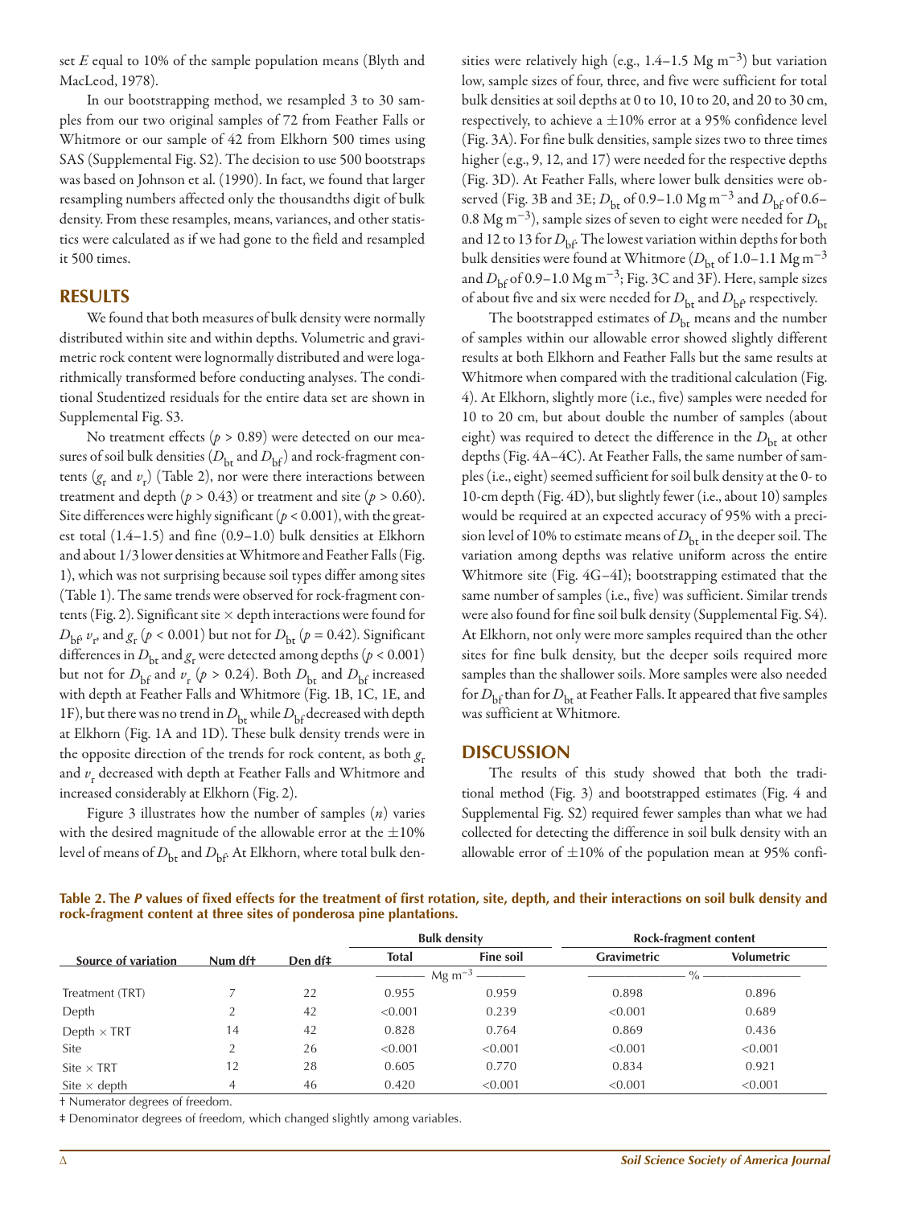set $E$ equal to 10% of the sample population means (Blyth and MacLeod, 1978).

In our bootstrapping method, we resampled 3 to 30 samples from our two original samples of 72 from Feather Falls or Whitmore or our sample of 42 from Elkhorn 500 times using SAS (Supplemental Fig. S2). The decision to use 500 bootstraps was based on Johnson et al. (1990). In fact, we found that larger resampling numbers affected only the thousandths digit of bulk density. From these resamples, means, variances, and other statistics were calculated as if we had gone to the field and resampled it 500 times.

## RESULTS

We found that both measures of bulk density were normally distributed within site and within depths. Volumetric and gravimetric rock content were lognormally distributed and were logarithmically transformed before conducting analyses. The conditional Studentized residuals for the entire data set are shown in Supplemental Fig. S3.

No treatment effects ($p > 0.89$) were detected on our measures of soil bulk densities ($D_{bt}$ and $D_{bf}$) and rock-fragment contents ($g_r$ and $v_r$) (Table 2), nor were there interactions between treatment and depth ($p > 0.43$) or treatment and site ($p > 0.60$). Site differences were highly significant ($p < 0.001$), with the greatest total (1.4–1.5) and fine (0.9–1.0) bulk densities at Elkhorn and about 1/3 lower densities at Whitmore and Feather Falls (Fig. 1), which was not surprising because soil types differ among sites (Table 1). The same trends were observed for rock-fragment contents (Fig. 2). Significant site × depth interactions were found for $D_{bf}$, $v_r$, and $g_r$ ($p < 0.001$) but not for $D_{bt}$ ($p = 0.42$). Significant differences in $D_{bt}$ and $g_r$ were detected among depths ($p < 0.001$) but not for $D_{bf}$ and $v_r$ ($p > 0.24$). Both $D_{bt}$ and $D_{bf}$ increased with depth at Feather Falls and Whitmore (Fig. 1B, 1C, 1E, and 1F), but there was no trend in $D_{bt}$ while $D_{bf}$ decreased with depth at Elkhorn (Fig. 1A and 1D). These bulk density trends were in the opposite direction of the trends for rock content, as both $g_r$ and $v_r$ decreased with depth at Feather Falls and Whitmore and increased considerably at Elkhorn (Fig. 2).

Figure 3 illustrates how the number of samples ($n$) varies with the desired magnitude of the allowable error at the ±10% level of means of $D_{bt}$ and $D_{bf}$. At Elkhorn, where total bulk densities were relatively high (e.g., 1.4–1.5 Mg m$^{-3}$) but variation low, sample sizes of four, three, and five were sufficient for total bulk densities at soil depths at 0 to 10, 10 to 20, and 20 to 30 cm, respectively, to achieve a ±10% error at a 95% confidence level (Fig. 3A). For fine bulk densities, sample sizes two to three times higher (e.g., 9, 12, and 17) were needed for the respective depths (Fig. 3D). At Feather Falls, where lower bulk densities were observed (Fig. 3B and 3E; $D_{bt}$ of 0.9–1.0 Mg m$^{-3}$ and $D_{bf}$ of 0.6–0.8 Mg m$^{-3}$), sample sizes of seven to eight were needed for $D_{bt}$ and 12 to 13 for $D_{bf}$. The lowest variation within depths for both bulk densities were found at Whitmore ($D_{bt}$ of 1.0–1.1 Mg m$^{-3}$ and $D_{bf}$ of 0.9–1.0 Mg m$^{-3}$; Fig. 3C and 3F). Here, sample sizes of about five and six were needed for $D_{bt}$ and $D_{bf}$, respectively.

The bootstrapped estimates of $D_{bt}$ means and the number of samples within our allowable error showed slightly different results at both Elkhorn and Feather Falls but the same results at Whitmore when compared with the traditional calculation (Fig. 4). At Elkhorn, slightly more (i.e., five) samples were needed for 10 to 20 cm, but about double the number of samples (about eight) was required to detect the difference in the $D_{bt}$ at other depths (Fig. 4A–4C). At Feather Falls, the same number of samples (i.e., eight) seemed sufficient for soil bulk density at the 0- to 10-cm depth (Fig. 4D), but slightly fewer (i.e., about 10) samples would be required at an expected accuracy of 95% with a precision level of 10% to estimate means of $D_{bt}$ in the deeper soil. The variation among depths was relative uniform across the entire Whitmore site (Fig. 4G–4I); bootstrapping estimated that the same number of samples (i.e., five) was sufficient. Similar trends were also found for fine soil bulk density (Supplemental Fig. S4). At Elkhorn, not only were more samples required than the other sites for fine bulk density, but the deeper soils required more samples than the shallower soils. More samples were also needed for $D_{bf}$ than for $D_{bt}$ at Feather Falls. It appeared that five samples was sufficient at Whitmore.

## DISCUSSION

The results of this study showed that both the traditional method (Fig. 3) and bootstrapped estimates (Fig. 4 and Supplemental Fig. S2) required fewer samples than what we had collected for detecting the difference in soil bulk density with an allowable error of ±10% of the population mean at 95% confi-

**Table 2. The *P* values of fixed effects for the treatment of first rotation, site, depth, and their interactions on soil bulk density and rock-fragment content at three sites of ponderosa pine plantations.**

| Source of variation | Num df† | Den df‡ | Bulk density | | Rock-fragment content | |
|---|---|---|---|---|---|---|
| | | | Total | Fine soil | Gravimetric | Volumetric |
| | | | Mg m$^{-3}$ | | % | |
| Treatment (TRT) | 7 | 22 | 0.955 | 0.959 | 0.898 | 0.896 |
| Depth | 2 | 42 | <0.001 | 0.239 | <0.001 | 0.689 |
| Depth × TRT | 14 | 42 | 0.828 | 0.764 | 0.869 | 0.436 |
| Site | 2 | 26 | <0.001 | <0.001 | <0.001 | <0.001 |
| Site × TRT | 12 | 28 | 0.605 | 0.770 | 0.834 | 0.921 |
| Site × depth | 4 | 46 | 0.420 | <0.001 | <0.001 | <0.001 |

† Numerator degrees of freedom.

‡ Denominator degrees of freedom, which changed slightly among variables.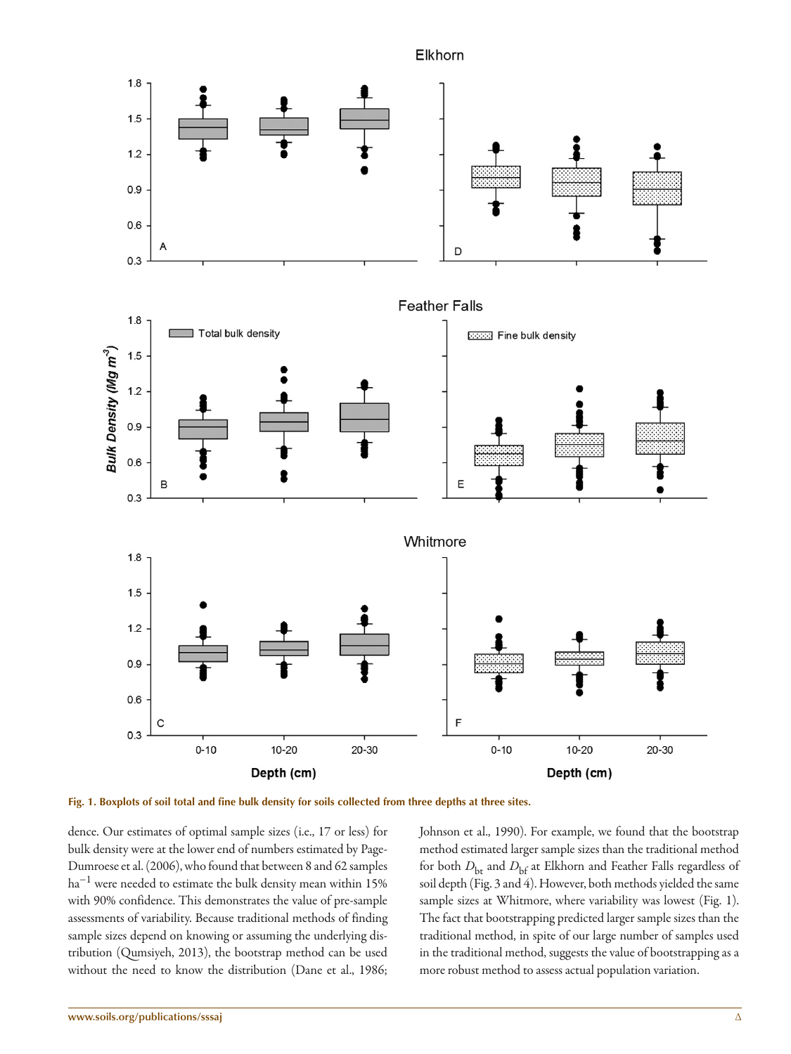Fig. 1. Boxplots of soil total and fine bulk density for soils collected from three depths at three sites.

dence. Our estimates of optimal sample sizes (i.e., 17 or less) for bulk density were at the lower end of numbers estimated by Page-Dumroese et al. (2006), who found that between 8 and 62 samples $ha^{-1}$ were needed to estimate the bulk density mean within 15% with 90% confidence. This demonstrates the value of pre-sample assessments of variability. Because traditional methods of finding sample sizes depend on knowing or assuming the underlying distribution (Qumsiyeh, 2013), the bootstrap method can be used without the need to know the distribution (Dane et al., 1986; Johnson et al., 1990). For example, we found that the bootstrap method estimated larger sample sizes than the traditional method for both $D_{bt}$ and $D_{bf}$ at Elkhorn and Feather Falls regardless of soil depth (Fig. 3 and 4). However, both methods yielded the same sample sizes at Whitmore, where variability was lowest (Fig. 1). The fact that bootstrapping predicted larger sample sizes than the traditional method, in spite of our large number of samples used in the traditional method, suggests the value of bootstrapping as a more robust method to assess actual population variation.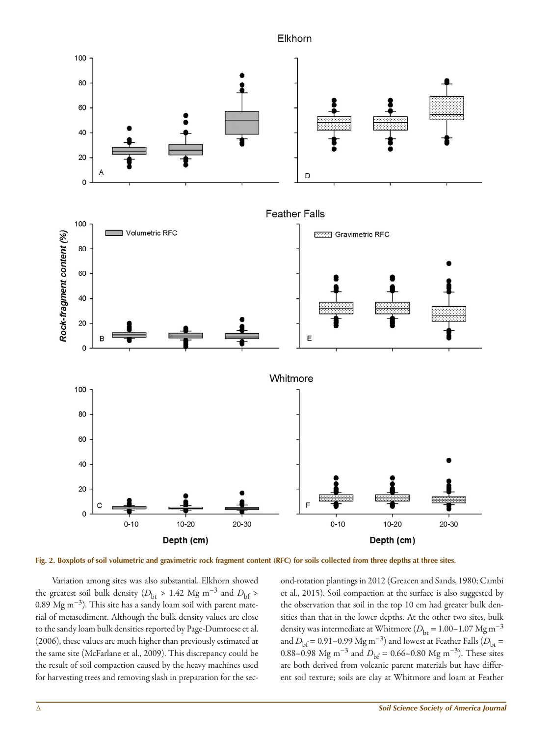Fig. 2. Boxplots of soil volumetric and gravimetric rock fragment content (RFC) for soils collected from three depths at three sites.

Variation among sites was also substantial. Elkhorn showed the greatest soil bulk density ($D_{bt}$ > 1.42 Mg m$^{-3}$ and $D_{bf}$ > 0.89 Mg m$^{-3}$). This site has a sandy loam soil with parent material of metasediment. Although the bulk density values are close to the sandy loam bulk densities reported by Page-Dumroese et al. (2006), these values are much higher than previously estimated at the same site (McFarlane et al., 2009). This discrepancy could be the result of soil compaction caused by the heavy machines used for harvesting trees and removing slash in preparation for the second-rotation plantings in 2012 (Greacen and Sands, 1980; Cambi et al., 2015). Soil compaction at the surface is also suggested by the observation that soil in the top 10 cm had greater bulk densities than that in the lower depths. At the other two sites, bulk density was intermediate at Whitmore ($D_{bt}$ = 1.00–1.07 Mg m$^{-3}$ and $D_{bf}$ = 0.91–0.99 Mg m$^{-3}$) and lowest at Feather Falls ($D_{bt}$ = 0.88–0.98 Mg m$^{-3}$ and $D_{bf}$ = 0.66–0.80 Mg m$^{-3}$). These sites are both derived from volcanic parent materials but have different soil texture; soils are clay at Whitmore and loam at Feather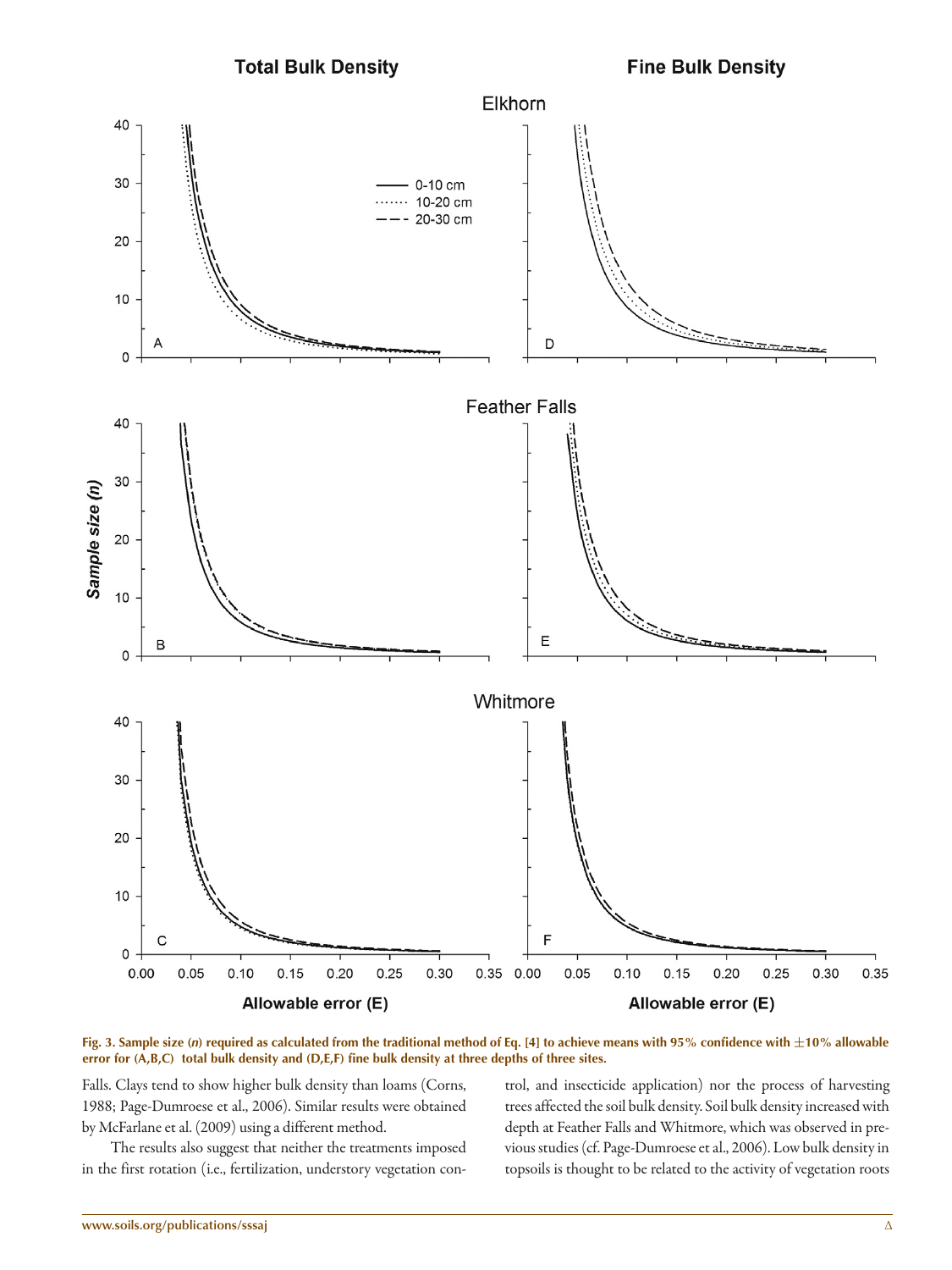Fig. 3. Sample size ($n$) required as calculated from the traditional method of Eq. [4] to achieve means with 95% confidence with ±10% allowable error for (A,B,C) total bulk density and (D,E,F) fine bulk density at three depths of three sites.

Falls. Clays tend to show higher bulk density than loams (Corns, 1988; Page-Dumroese et al., 2006). Similar results were obtained by McFarlane et al. (2009) using a different method.

The results also suggest that neither the treatments imposed in the first rotation (i.e., fertilization, understory vegetation control, and insecticide application) nor the process of harvesting trees affected the soil bulk density. Soil bulk density increased with depth at Feather Falls and Whitmore, which was observed in previous studies (cf. Page-Dumroese et al., 2006). Low bulk density in topsoils is thought to be related to the activity of vegetation roots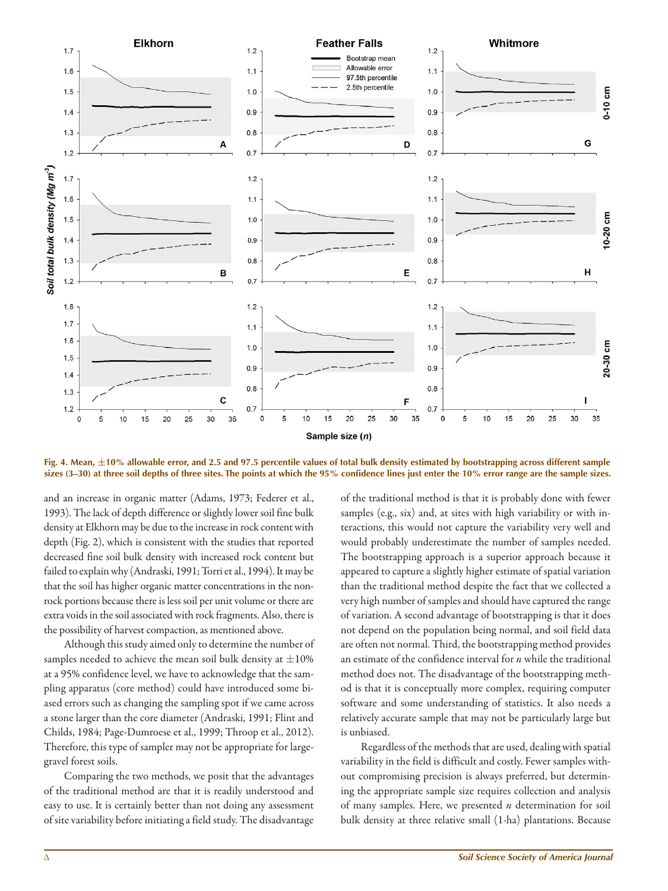Elkhorn

Feather Falls

Whitmore

Bootstrap mean

Allowable error

97.5th percentile

2.5th percentile

0-10 cm

10-20 cm

20-30 cm

Soil total bulk density (Mg m$^{-3}$)

Sample size (*n*)

A B C D E F G H I

**Fig. 4. Mean, ±10% allowable error, and 2.5 and 97.5 percentile values of total bulk density estimated by bootstrapping across different sample sizes (3–30) at three soil depths of three sites. The points at which the 95% confidence lines just enter the 10% error range are the sample sizes.**

and an increase in organic matter (Adams, 1973; Federer et al., 1993). The lack of depth difference or slightly lower soil fine bulk density at Elkhorn may be due to the increase in rock content with depth (Fig. 2), which is consistent with the studies that reported decreased fine soil bulk density with increased rock content but failed to explain why (Andraski, 1991; Torri et al., 1994). It may be that the soil has higher organic matter concentrations in the non-rock portions because there is less soil per unit volume or there are extra voids in the soil associated with rock fragments. Also, there is the possibility of harvest compaction, as mentioned above.

Although this study aimed only to determine the number of samples needed to achieve the mean soil bulk density at ±10% at a 95% confidence level, we have to acknowledge that the sampling apparatus (core method) could have introduced some biased errors such as changing the sampling spot if we came across a stone larger than the core diameter (Andraski, 1991; Flint and Childs, 1984; Page-Dumroese et al., 1999; Throop et al., 2012). Therefore, this type of sampler may not be appropriate for large-gravel forest soils.

Comparing the two methods, we posit that the advantages of the traditional method are that it is readily understood and easy to use. It is certainly better than not doing any assessment of site variability before initiating a field study. The disadvantage of the traditional method is that it is probably done with fewer samples (e.g., six) and, at sites with high variability or with interactions, this would not capture the variability very well and would probably underestimate the number of samples needed. The bootstrapping approach is a superior approach because it appeared to capture a slightly higher estimate of spatial variation than the traditional method despite the fact that we collected a very high number of samples and should have captured the range of variation. A second advantage of bootstrapping is that it does not depend on the population being normal, and soil field data are often not normal. Third, the bootstrapping method provides an estimate of the confidence interval for *n* while the traditional method does not. The disadvantage of the bootstrapping method is that it is conceptually more complex, requiring computer software and some understanding of statistics. It also needs a relatively accurate sample that may not be particularly large but is unbiased.

Regardless of the methods that are used, dealing with spatial variability in the field is difficult and costly. Fewer samples without compromising precision is always preferred, but determining the appropriate sample size requires collection and analysis of many samples. Here, we presented *n* determination for soil bulk density at three relative small (1-ha) plantations. Because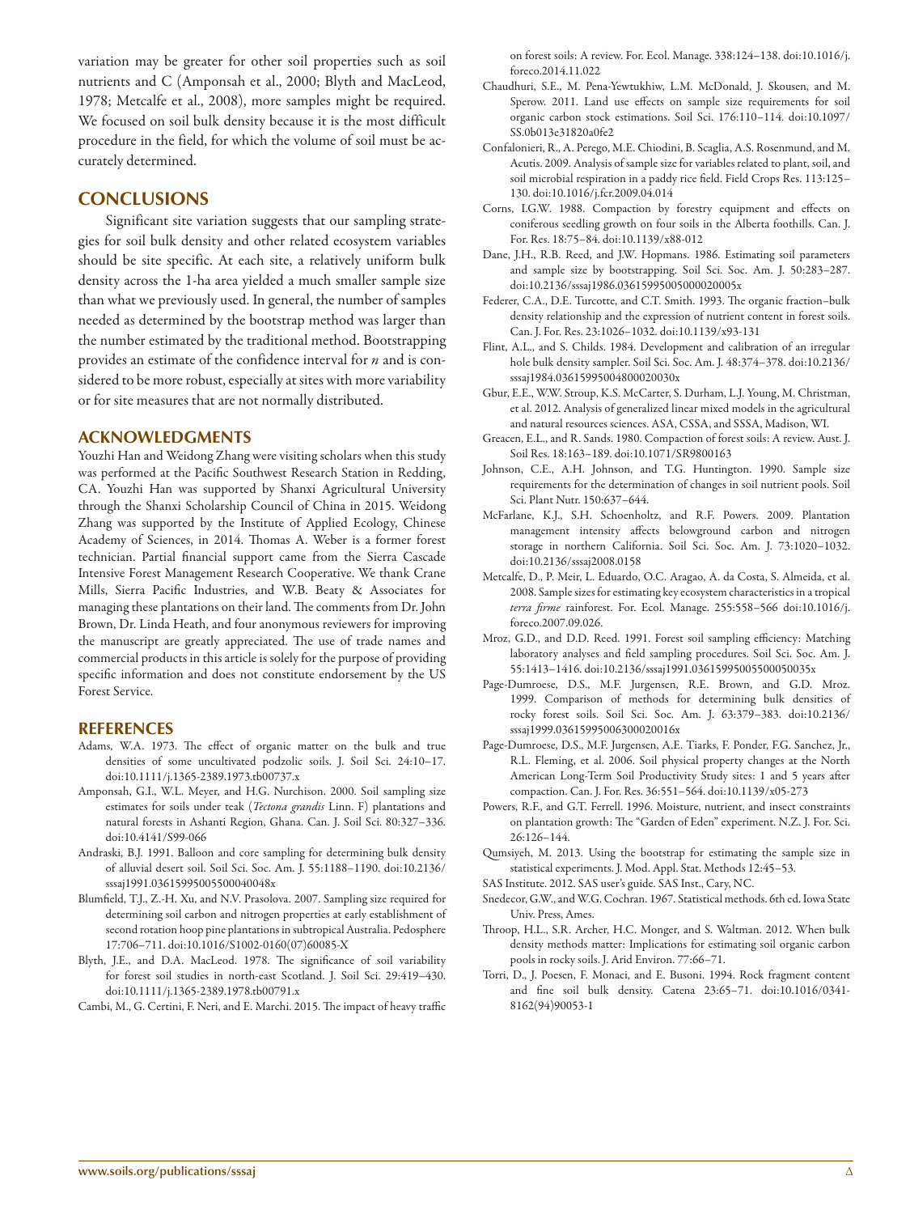variation may be greater for other soil properties such as soil nutrients and C (Amponsah et al., 2000; Blyth and MacLeod, 1978; Metcalfe et al., 2008), more samples might be required. We focused on soil bulk density because it is the most difficult procedure in the field, for which the volume of soil must be accurately determined.

## CONCLUSIONS

Significant site variation suggests that our sampling strategies for soil bulk density and other related ecosystem variables should be site specific. At each site, a relatively uniform bulk density across the 1-ha area yielded a much smaller sample size than what we previously used. In general, the number of samples needed as determined by the bootstrap method was larger than the number estimated by the traditional method. Bootstrapping provides an estimate of the confidence interval for *n* and is considered to be more robust, especially at sites with more variability or for site measures that are not normally distributed.

## ACKNOWLEDGMENTS

Youzhi Han and Weidong Zhang were visiting scholars when this study was performed at the Pacific Southwest Research Station in Redding, CA. Youzhi Han was supported by Shanxi Agricultural University through the Shanxi Scholarship Council of China in 2015. Weidong Zhang was supported by the Institute of Applied Ecology, Chinese Academy of Sciences, in 2014. Thomas A. Weber is a former forest technician. Partial financial support came from the Sierra Cascade Intensive Forest Management Research Cooperative. We thank Crane Mills, Sierra Pacific Industries, and W.B. Beaty & Associates for managing these plantations on their land. The comments from Dr. John Brown, Dr. Linda Heath, and four anonymous reviewers for improving the manuscript are greatly appreciated. The use of trade names and commercial products in this article is solely for the purpose of providing specific information and does not constitute endorsement by the US Forest Service.

## REFERENCES

Adams, W.A. 1973. The effect of organic matter on the bulk and true densities of some uncultivated podzolic soils. J. Soil Sci. 24:10–17. doi:10.1111/j.1365-2389.1973.tb00737.x

Amponsah, G.I., W.L. Meyer, and H.G. Nurchison. 2000. Soil sampling size estimates for soils under teak (*Tectona grandis* Linn. F) plantations and natural forests in Ashanti Region, Ghana. Can. J. Soil Sci. 80:327–336. doi:10.4141/S99-066

Andraski, B.J. 1991. Balloon and core sampling for determining bulk density of alluvial desert soil. Soil Sci. Soc. Am. J. 55:1188–1190. doi:10.2136/sssaj1991.03615995005500040048x

Blumfield, T.J., Z.-H. Xu, and N.V. Prasolova. 2007. Sampling size required for determining soil carbon and nitrogen properties at early establishment of second rotation hoop pine plantations in subtropical Australia. Pedosphere 17:706–711. doi:10.1016/S1002-0160(07)60085-X

Blyth, J.E., and D.A. MacLeod. 1978. The significance of soil variability for forest soil studies in north-east Scotland. J. Soil Sci. 29:419–430. doi:10.1111/j.1365-2389.1978.tb00791.x

Cambi, M., G. Certini, F. Neri, and E. Marchi. 2015. The impact of heavy traffic on forest soils: A review. For. Ecol. Manage. 338:124–138. doi:10.1016/j.foreco.2014.11.022

Chaudhuri, S.E., M. Pena-Yewtukhiw, L.M. McDonald, J. Skousen, and M. Sperow. 2011. Land use effects on sample size requirements for soil organic carbon stock estimations. Soil Sci. 176:110–114. doi:10.1097/SS.0b013e31820a0fe2

Confalonieri, R., A. Perego, M.E. Chiodini, B. Scaglia, A.S. Rosenmund, and M. Acutis. 2009. Analysis of sample size for variables related to plant, soil, and soil microbial respiration in a paddy rice field. Field Crops Res. 113:125–130. doi:10.1016/j.fcr.2009.04.014

Corns, I.G.W. 1988. Compaction by forestry equipment and effects on coniferous seedling growth on four soils in the Alberta foothills. Can. J. For. Res. 18:75–84. doi:10.1139/x88-012

Dane, J.H., R.B. Reed, and J.W. Hopmans. 1986. Estimating soil parameters and sample size by bootstrapping. Soil Sci. Soc. Am. J. 50:283–287. doi:10.2136/sssaj1986.03615995005000020005x

Federer, C.A., D.E. Turcotte, and C.T. Smith. 1993. The organic fraction–bulk density relationship and the expression of nutrient content in forest soils. Can. J. For. Res. 23:1026–1032. doi:10.1139/x93-131

Flint, A.L., and S. Childs. 1984. Development and calibration of an irregular hole bulk density sampler. Soil Sci. Soc. Am. J. 48:374–378. doi:10.2136/sssaj1984.03615995004800020030x

Gbur, E.E., W.W. Stroup, K.S. McCarter, S. Durham, L.J. Young, M. Christman, et al. 2012. Analysis of generalized linear mixed models in the agricultural and natural resources sciences. ASA, CSSA, and SSSA, Madison, WI.

Greacen, E.L., and R. Sands. 1980. Compaction of forest soils: A review. Aust. J. Soil Res. 18:163–189. doi:10.1071/SR9800163

Johnson, C.E., A.H. Johnson, and T.G. Huntington. 1990. Sample size requirements for the determination of changes in soil nutrient pools. Soil Sci. Plant Nutr. 150:637–644.

McFarlane, K.J., S.H. Schoenholtz, and R.F. Powers. 2009. Plantation management intensity affects belowground carbon and nitrogen storage in northern California. Soil Sci. Soc. Am. J. 73:1020–1032. doi:10.2136/sssaj2008.0158

Metcalfe, D., P. Meir, L. Eduardo, O.C. Aragao, A. da Costa, S. Almeida, et al. 2008. Sample sizes for estimating key ecosystem characteristics in a tropical *terra firme* rainforest. For. Ecol. Manage. 255:558–566 doi:10.1016/j.foreco.2007.09.026.

Mroz, G.D., and D.D. Reed. 1991. Forest soil sampling efficiency: Matching laboratory analyses and field sampling procedures. Soil Sci. Soc. Am. J. 55:1413–1416. doi:10.2136/sssaj1991.03615995005500050035x

Page-Dumroese, D.S., M.F. Jurgensen, R.E. Brown, and G.D. Mroz. 1999. Comparison of methods for determining bulk densities of rocky forest soils. Soil Sci. Soc. Am. J. 63:379–383. doi:10.2136/sssaj1999.03615995006300020016x

Page-Dumroese, D.S., M.F. Jurgensen, A.E. Tiarks, F. Ponder, F.G. Sanchez, Jr., R.L. Fleming, et al. 2006. Soil physical property changes at the North American Long-Term Soil Productivity Study sites: 1 and 5 years after compaction. Can. J. For. Res. 36:551–564. doi:10.1139/x05-273

Powers, R.F., and G.T. Ferrell. 1996. Moisture, nutrient, and insect constraints on plantation growth: The "Garden of Eden" experiment. N.Z. J. For. Sci. 26:126–144.

Qumsiyeh, M. 2013. Using the bootstrap for estimating the sample size in statistical experiments. J. Mod. Appl. Stat. Methods 12:45–53.

SAS Institute. 2012. SAS user's guide. SAS Inst., Cary, NC.

Snedecor, G.W., and W.G. Cochran. 1967. Statistical methods. 6th ed. Iowa State Univ. Press, Ames.

Throop, H.L., S.R. Archer, H.C. Monger, and S. Waltman. 2012. When bulk density methods matter: Implications for estimating soil organic carbon pools in rocky soils. J. Arid Environ. 77:66–71.

Torri, D., J. Poesen, F. Monaci, and E. Busoni. 1994. Rock fragment content and fine soil bulk density. Catena 23:65–71. doi:10.1016/0341-8162(94)90053-1